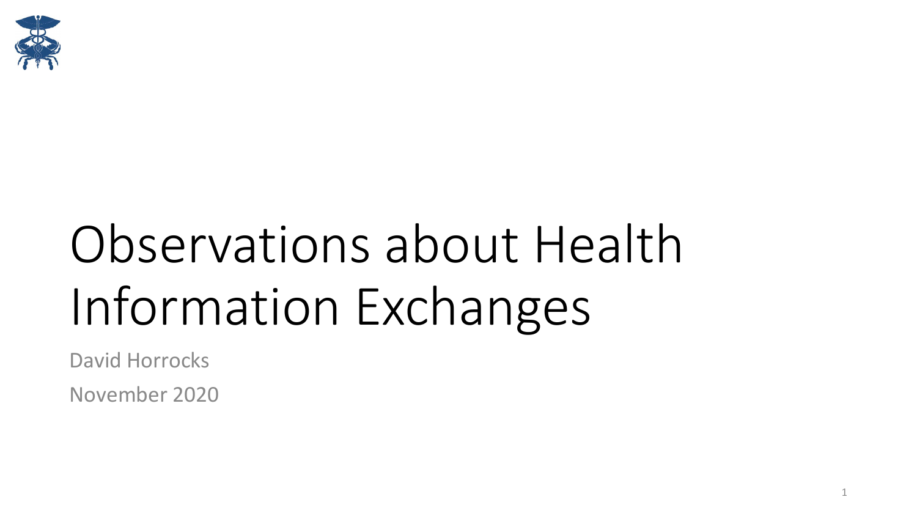# Observations about Health Information Exchanges

David Horrocks

November 2020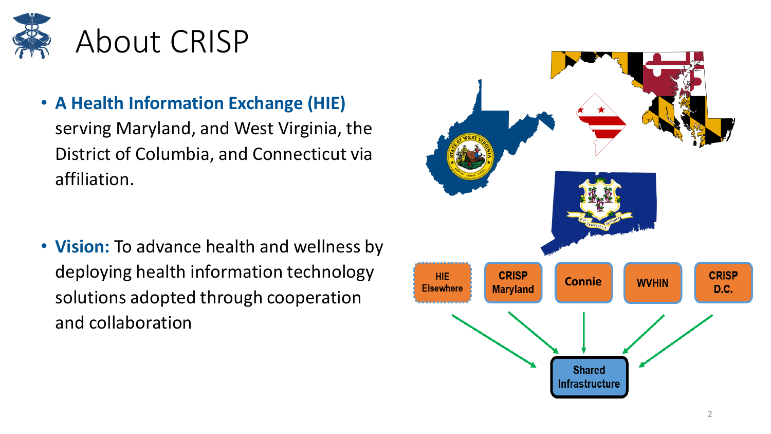# About CRISP

- **A Health Information Exchange (HIE)** serving Maryland, and West Virginia, the District of Columbia, and Connecticut via affiliation.

- **Vision:** To advance health and wellness by deploying health information technology solutions adopted through cooperation and collaboration

HIE Elsewhere | CRISP Maryland | Connie | WVHIN | CRISP D.C.

Shared Infrastructure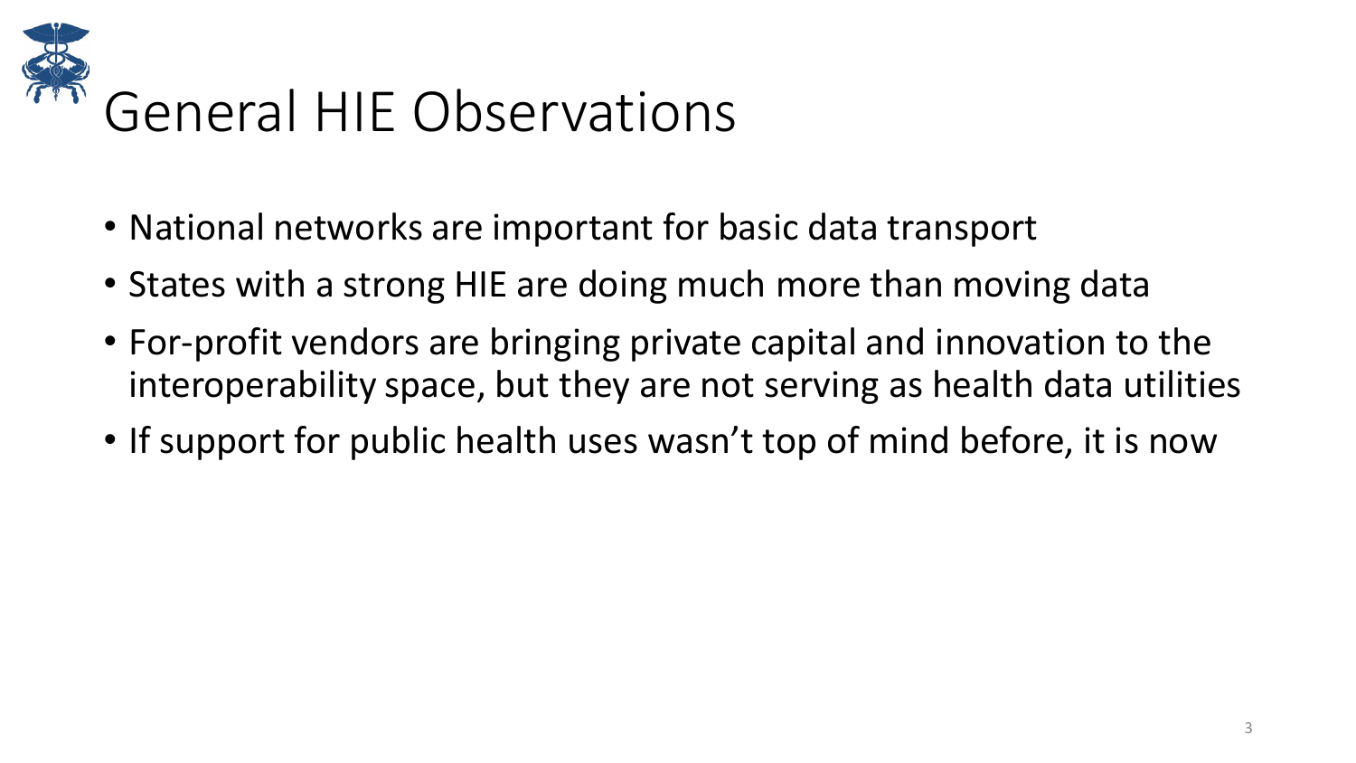# General HIE Observations

- National networks are important for basic data transport
- States with a strong HIE are doing much more than moving data
- For-profit vendors are bringing private capital and innovation to the interoperability space, but they are not serving as health data utilities
- If support for public health uses wasn't top of mind before, it is now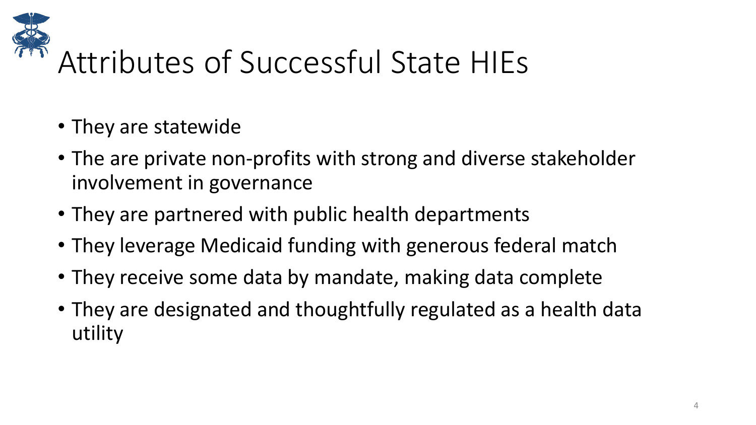# Attributes of Successful State HIEs

- They are statewide
- The are private non-profits with strong and diverse stakeholder involvement in governance
- They are partnered with public health departments
- They leverage Medicaid funding with generous federal match
- They receive some data by mandate, making data complete
- They are designated and thoughtfully regulated as a health data utility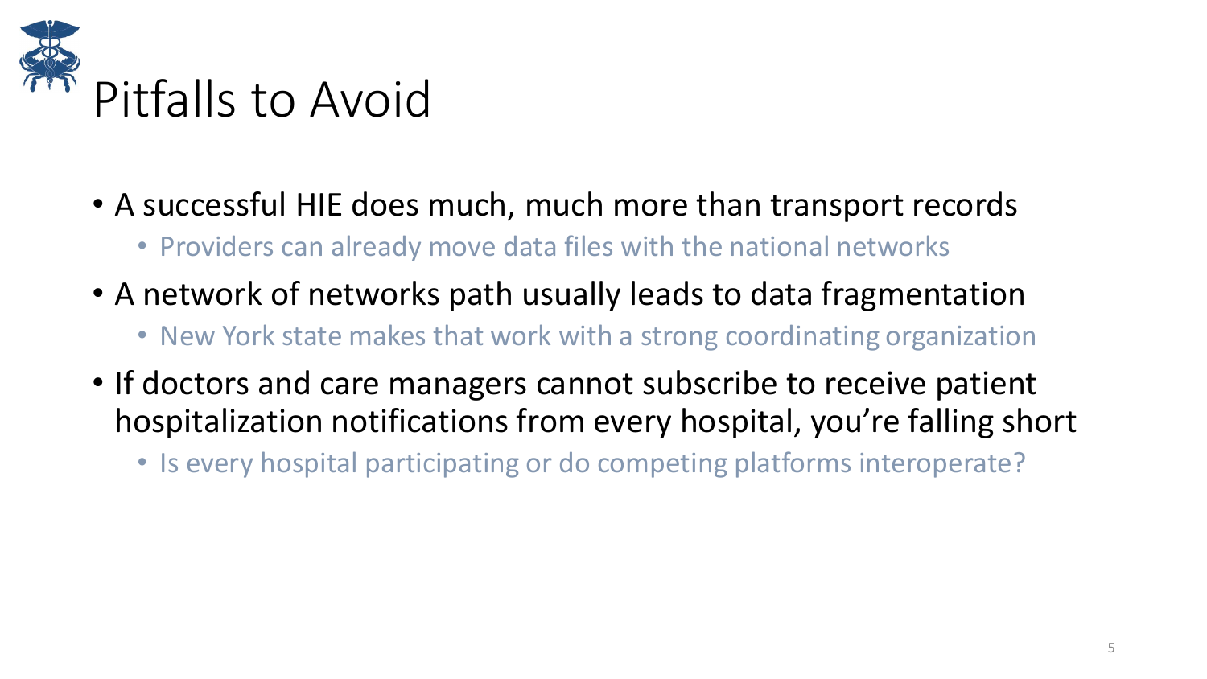# Pitfalls to Avoid

- A successful HIE does much, much more than transport records
  - Providers can already move data files with the national networks
- A network of networks path usually leads to data fragmentation
  - New York state makes that work with a strong coordinating organization
- If doctors and care managers cannot subscribe to receive patient hospitalization notifications from every hospital, you're falling short
  - Is every hospital participating or do competing platforms interoperate?